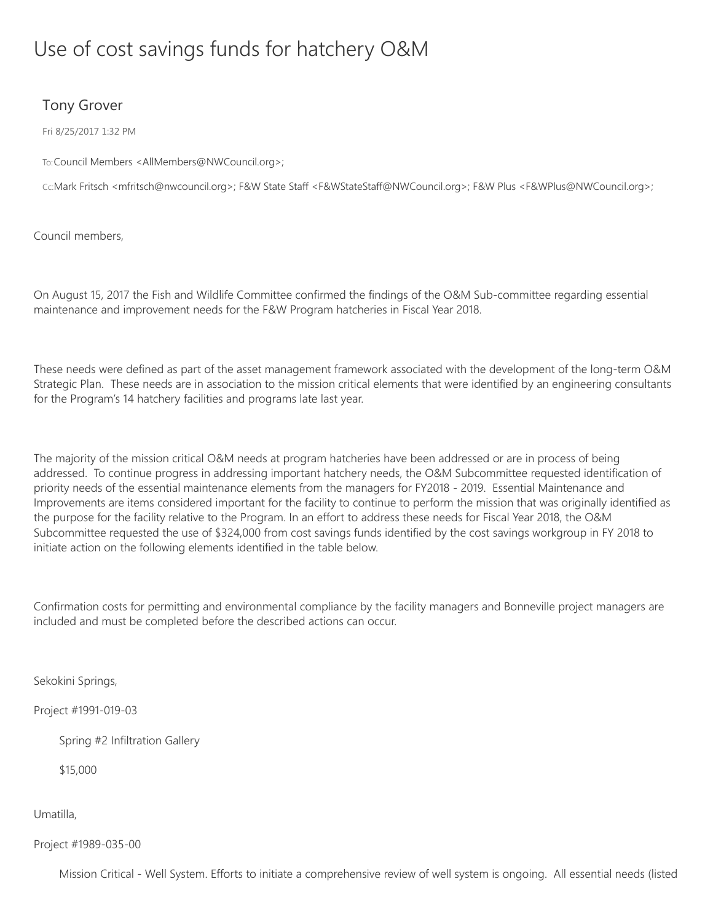# Use of cost savings funds for hatchery O&M

## Tony Grover

Fri 8/25/2017 1:32 PM

To: Council Members <AllMembers@NWCouncil.org>;

Cc: Mark Fritsch <mfritsch@nwcouncil.org>; F&W State Staff <F&WStateStaff@NWCouncil.org>; F&W Plus <F&WPlus@NWCouncil.org>;

Council members,

On August 15, 2017 the Fish and Wildlife Committee confirmed the findings of the O&M Sub-committee regarding essential maintenance and improvement needs for the F&W Program hatcheries in Fiscal Year 2018.

These needs were defined as part of the asset management framework associated with the development of the long-term O&M Strategic Plan. These needs are in association to the mission critical elements that were identified by an engineering consultants for the Program's 14 hatchery facilities and programs late last year.

The majority of the mission critical O&M needs at program hatcheries have been addressed or are in process of being addressed. To continue progress in addressing important hatchery needs, the O&M Subcommittee requested identification of priority needs of the essential maintenance elements from the managers for FY2018 - 2019. Essential Maintenance and Improvements are items considered important for the facility to continue to perform the mission that was originally identified as the purpose for the facility relative to the Program. In an effort to address these needs for Fiscal Year 2018, the O&M Subcommittee requested the use of $324,000 from cost savings funds identified by the cost savings workgroup in FY 2018 to initiate action on the following elements identified in the table below.

Confirmation costs for permitting and environmental compliance by the facility managers and Bonneville project managers are included and must be completed before the described actions can occur.

Sekokini Springs,

Project #1991-019-03

Spring #2 Infiltration Gallery

$15,000

Umatilla,

Project #1989-035-00

Mission Critical - Well System. Efforts to initiate a comprehensive review of well system is ongoing. All essential needs (listed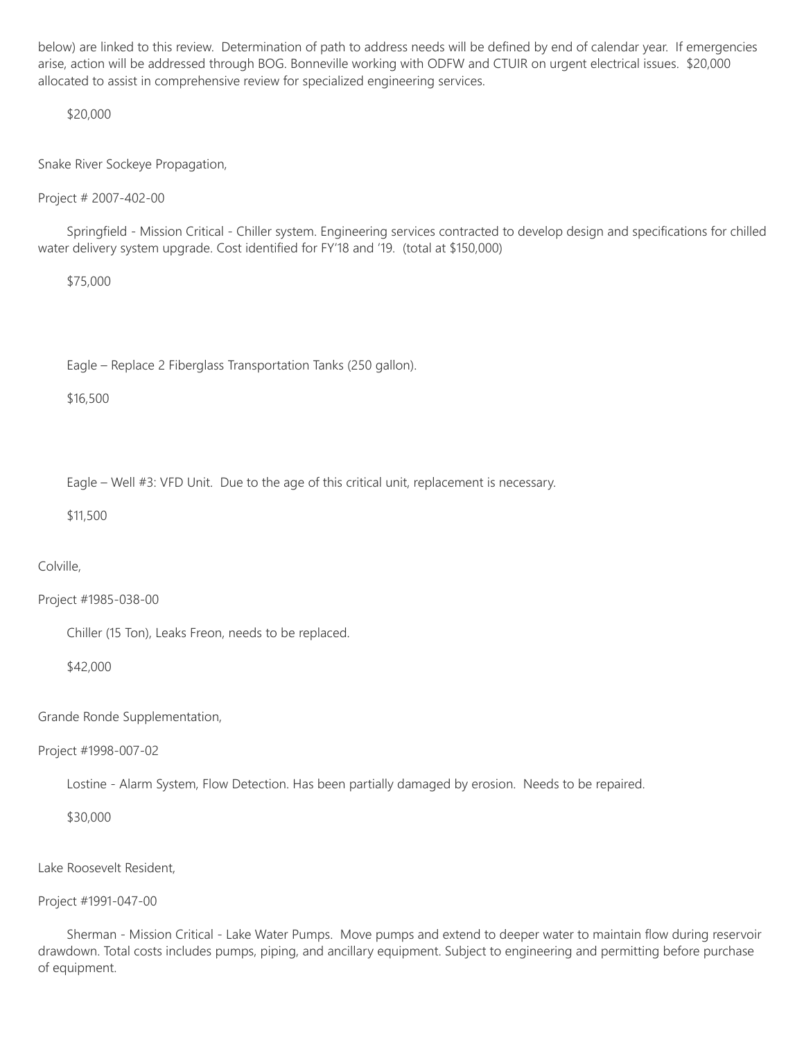below) are linked to this review. Determination of path to address needs will be defined by end of calendar year. If emergencies arise, action will be addressed through BOG. Bonneville working with ODFW and CTUIR on urgent electrical issues. $20,000 allocated to assist in comprehensive review for specialized engineering services.

$20,000

Snake River Sockeye Propagation,

Project # 2007-402-00

Springfield - Mission Critical - Chiller system. Engineering services contracted to develop design and specifications for chilled water delivery system upgrade. Cost identified for FY'18 and '19. (total at $150,000)

$75,000

Eagle – Replace 2 Fiberglass Transportation Tanks (250 gallon).

$16,500

Eagle – Well #3: VFD Unit. Due to the age of this critical unit, replacement is necessary.

$11,500

Colville,

Project #1985-038-00

Chiller (15 Ton), Leaks Freon, needs to be replaced.

$42,000

Grande Ronde Supplementation,

Project #1998-007-02

Lostine - Alarm System, Flow Detection. Has been partially damaged by erosion. Needs to be repaired.

$30,000

Lake Roosevelt Resident,

Project #1991-047-00

Sherman - Mission Critical - Lake Water Pumps. Move pumps and extend to deeper water to maintain flow during reservoir drawdown. Total costs includes pumps, piping, and ancillary equipment. Subject to engineering and permitting before purchase of equipment.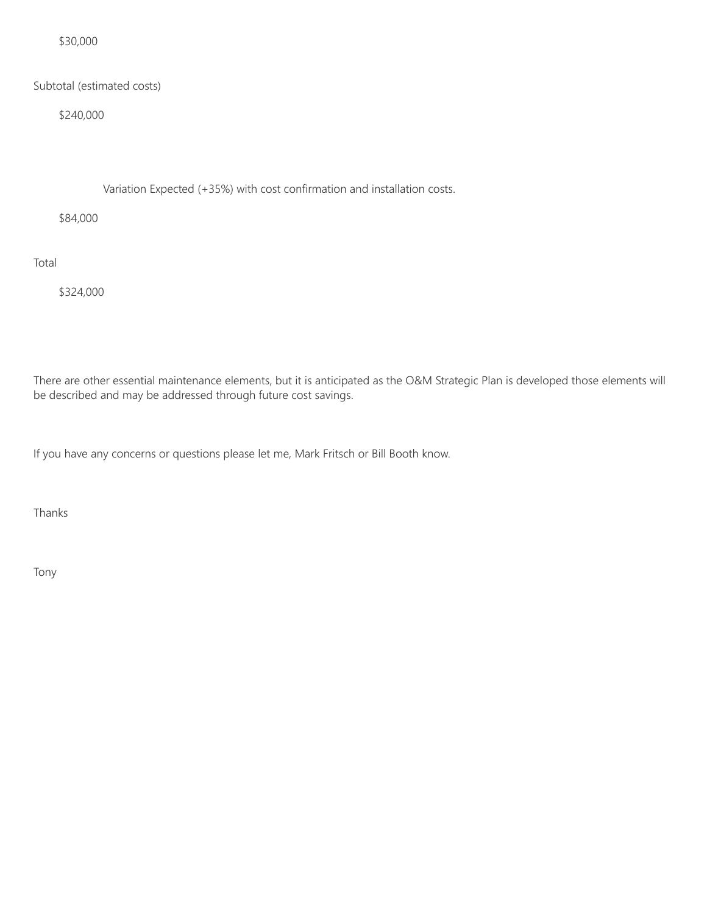$30,000

Subtotal (estimated costs)

$240,000

Variation Expected (+35%) with cost confirmation and installation costs.

$84,000

Total

$324,000

There are other essential maintenance elements, but it is anticipated as the O&M Strategic Plan is developed those elements will be described and may be addressed through future cost savings.

If you have any concerns or questions please let me, Mark Fritsch or Bill Booth know.

Thanks

Tony